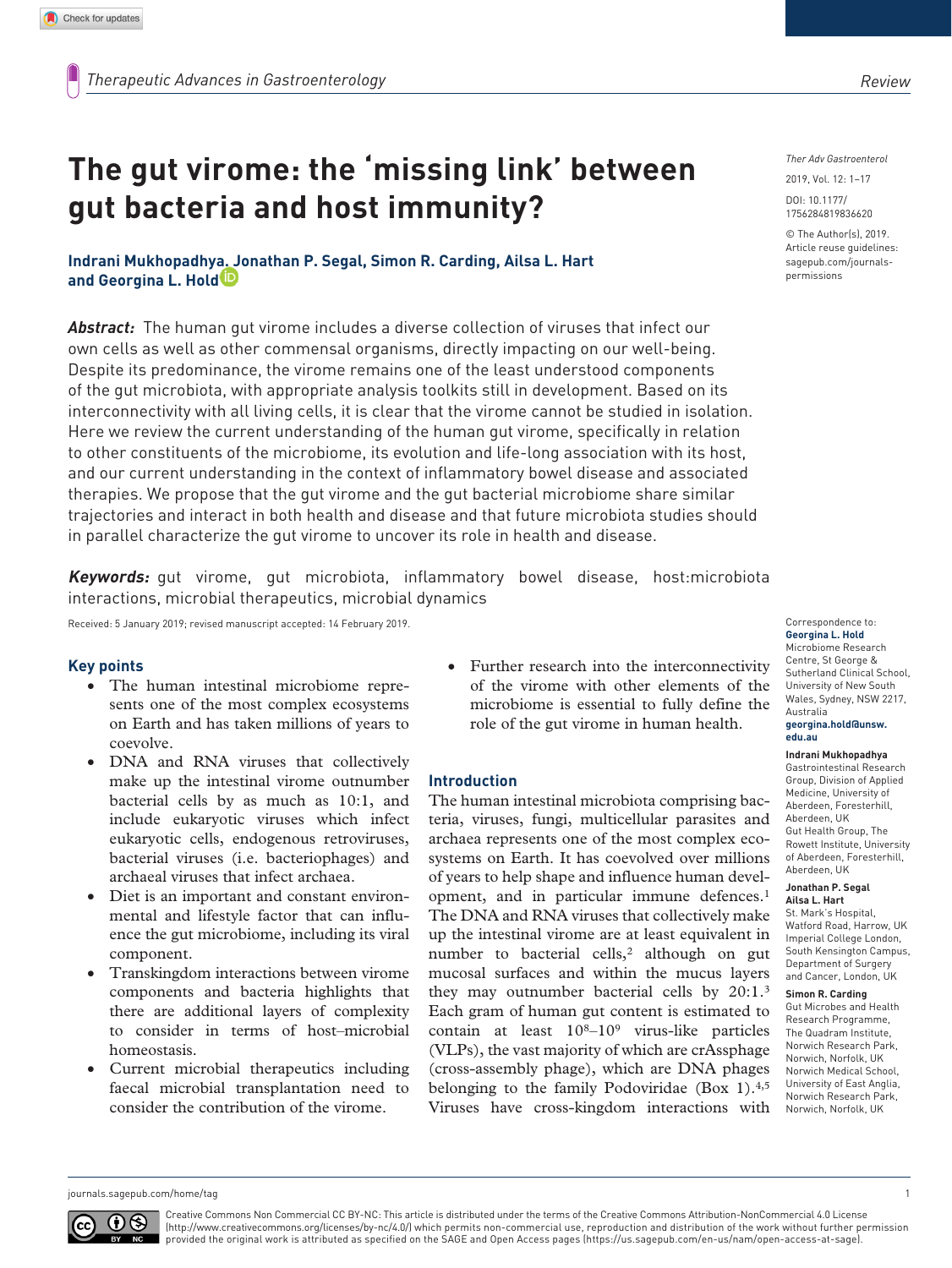# The gut virome: the 'missing link' between gut bacteria and host immunity?

**Indrani Mukhopadhya, Jonathan P. Segal, Simon R. Carding, Ailsa L. Hart and Georgina L. Hold**

***Abstract:*** The human gut virome includes a diverse collection of viruses that infect our own cells as well as other commensal organisms, directly impacting on our well-being. Despite its predominance, the virome remains one of the least understood components of the gut microbiota, with appropriate analysis toolkits still in development. Based on its interconnectivity with all living cells, it is clear that the virome cannot be studied in isolation. Here we review the current understanding of the human gut virome, specifically in relation to other constituents of the microbiome, its evolution and life-long association with its host, and our current understanding in the context of inflammatory bowel disease and associated therapies. We propose that the gut virome and the gut bacterial microbiome share similar trajectories and interact in both health and disease and that future microbiota studies should in parallel characterize the gut virome to uncover its role in health and disease.

***Keywords:*** gut virome, gut microbiota, inflammatory bowel disease, host:microbiota interactions, microbial therapeutics, microbial dynamics

Received: 5 January 2019; revised manuscript accepted: 14 February 2019.

Correspondence to:
**Georgina L. Hold**
Microbiome Research Centre, St George & Sutherland Clinical School, University of New South Wales, Sydney, NSW 2217, Australia
georgina.hold@unsw.edu.au

**Indrani Mukhopadhya**
Gastrointestinal Research Group, Division of Applied Medicine, University of Aberdeen, Foresterhill, Aberdeen, UK
Gut Health Group, The Rowett Institute, University of Aberdeen, Foresterhill, Aberdeen, UK

**Jonathan P. Segal**
**Ailsa L. Hart**
St. Mark's Hospital, Watford Road, Harrow, UK
Imperial College London, South Kensington Campus, Department of Surgery and Cancer, London, UK

**Simon R. Carding**
Gut Microbes and Health Research Programme, The Quadram Institute, Norwich Research Park, Norwich, Norfolk, UK
Norwich Medical School, University of East Anglia, Norwich Research Park, Norwich, Norfolk, UK

## Key points

- The human intestinal microbiome represents one of the most complex ecosystems on Earth and has taken millions of years to coevolve.
- DNA and RNA viruses that collectively make up the intestinal virome outnumber bacterial cells by as much as 10:1, and include eukaryotic viruses which infect eukaryotic cells, endogenous retroviruses, bacterial viruses (i.e. bacteriophages) and archaeal viruses that infect archaea.
- Diet is an important and constant environmental and lifestyle factor that can influence the gut microbiome, including its viral component.
- Transkingdom interactions between virome components and bacteria highlights that there are additional layers of complexity to consider in terms of host–microbial homeostasis.
- Current microbial therapeutics including faecal microbial transplantation need to consider the contribution of the virome.
- Further research into the interconnectivity of the virome with other elements of the microbiome is essential to fully define the role of the gut virome in human health.

## Introduction

The human intestinal microbiota comprising bacteria, viruses, fungi, multicellular parasites and archaea represents one of the most complex ecosystems on Earth. It has coevolved over millions of years to help shape and influence human development, and in particular immune defences.[1] The DNA and RNA viruses that collectively make up the intestinal virome are at least equivalent in number to bacterial cells,[2] although on gut mucosal surfaces and within the mucus layers they may outnumber bacterial cells by 20:1.[3] Each gram of human gut content is estimated to contain at least $10^8$–$10^9$ virus-like particles (VLPs), the vast majority of which are crAssphage (cross-assembly phage), which are DNA phages belonging to the family Podoviridae (Box 1).[4,5] Viruses have cross-kingdom interactions with

Creative Commons Non Commercial CC BY-NC: This article is distributed under the terms of the Creative Commons Attribution-NonCommercial 4.0 License (http://www.creativecommons.org/licenses/by-nc/4.0/) which permits non-commercial use, reproduction and distribution of the work without further permission provided the original work is attributed as specified on the SAGE and Open Access pages (https://us.sagepub.com/en-us/nam/open-access-at-sage).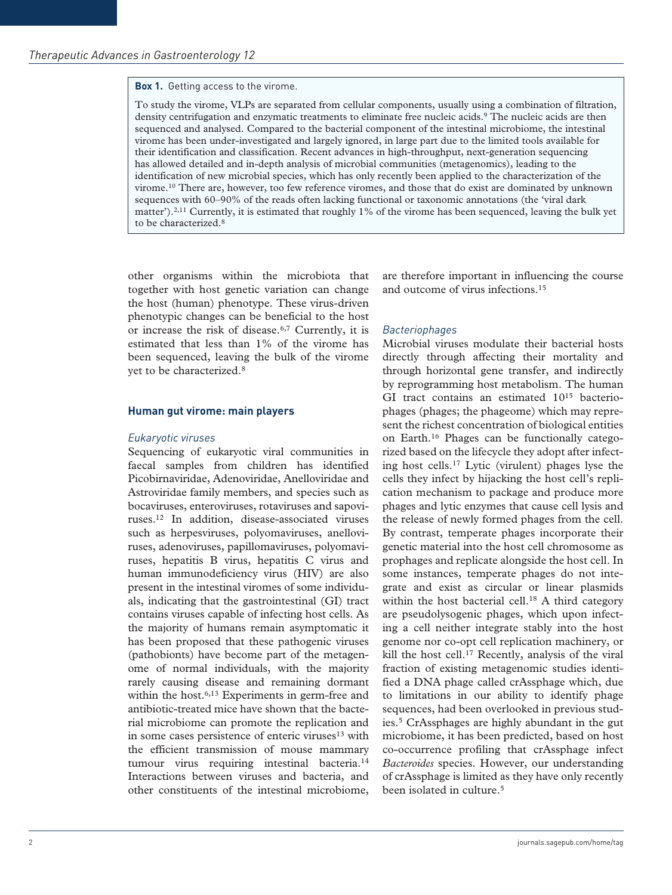**Box 1.** Getting access to the virome.

To study the virome, VLPs are separated from cellular components, usually using a combination of filtration, density centrifugation and enzymatic treatments to eliminate free nucleic acids.[9] The nucleic acids are then sequenced and analysed. Compared to the bacterial component of the intestinal microbiome, the intestinal virome has been under-investigated and largely ignored, in large part due to the limited tools available for their identification and classification. Recent advances in high-throughput, next-generation sequencing has allowed detailed and in-depth analysis of microbial communities (metagenomics), leading to the identification of new microbial species, which has only recently been applied to the characterization of the virome.[10] There are, however, too few reference viromes, and those that do exist are dominated by unknown sequences with 60–90% of the reads often lacking functional or taxonomic annotations (the 'viral dark matter').[2,11] Currently, it is estimated that roughly 1% of the virome has been sequenced, leaving the bulk yet to be characterized.[8]

other organisms within the microbiota that together with host genetic variation can change the host (human) phenotype. These virus-driven phenotypic changes can be beneficial to the host or increase the risk of disease.[6,7] Currently, it is estimated that less than 1% of the virome has been sequenced, leaving the bulk of the virome yet to be characterized.[8]

## Human gut virome: main players

### *Eukaryotic viruses*

Sequencing of eukaryotic viral communities in faecal samples from children has identified Picobirnaviridae, Adenoviridae, Anelloviridae and Astroviridae family members, and species such as bocaviruses, enteroviruses, rotaviruses and sapoviruses.[12] In addition, disease-associated viruses such as herpesviruses, polyomaviruses, anelloviruses, adenoviruses, papillomaviruses, polyomaviruses, hepatitis B virus, hepatitis C virus and human immunodeficiency virus (HIV) are also present in the intestinal viromes of some individuals, indicating that the gastrointestinal (GI) tract contains viruses capable of infecting host cells. As the majority of humans remain asymptomatic it has been proposed that these pathogenic viruses (pathobionts) have become part of the metagenome of normal individuals, with the majority rarely causing disease and remaining dormant within the host.[6,13] Experiments in germ-free and antibiotic-treated mice have shown that the bacterial microbiome can promote the replication and in some cases persistence of enteric viruses[13] with the efficient transmission of mouse mammary tumour virus requiring intestinal bacteria.[14] Interactions between viruses and bacteria, and other constituents of the intestinal microbiome, are therefore important in influencing the course and outcome of virus infections.[15]

### *Bacteriophages*

Microbial viruses modulate their bacterial hosts directly through affecting their mortality and through horizontal gene transfer, and indirectly by reprogramming host metabolism. The human GI tract contains an estimated $10^{15}$ bacteriophages (phages; the phageome) which may represent the richest concentration of biological entities on Earth.[16] Phages can be functionally categorized based on the lifecycle they adopt after infecting host cells.[17] Lytic (virulent) phages lyse the cells they infect by hijacking the host cell's replication mechanism to package and produce more phages and lytic enzymes that cause cell lysis and the release of newly formed phages from the cell. By contrast, temperate phages incorporate their genetic material into the host cell chromosome as prophages and replicate alongside the host cell. In some instances, temperate phages do not integrate and exist as circular or linear plasmids within the host bacterial cell.[18] A third category are pseudolysogenic phages, which upon infecting a cell neither integrate stably into the host genome nor co-opt cell replication machinery, or kill the host cell.[17] Recently, analysis of the viral fraction of existing metagenomic studies identified a DNA phage called crAssphage which, due to limitations in our ability to identify phage sequences, had been overlooked in previous studies.[5] CrAssphages are highly abundant in the gut microbiome, it has been predicted, based on host co-occurrence profiling that crAssphage infect *Bacteroides* species. However, our understanding of crAssphage is limited as they have only recently been isolated in culture.[5]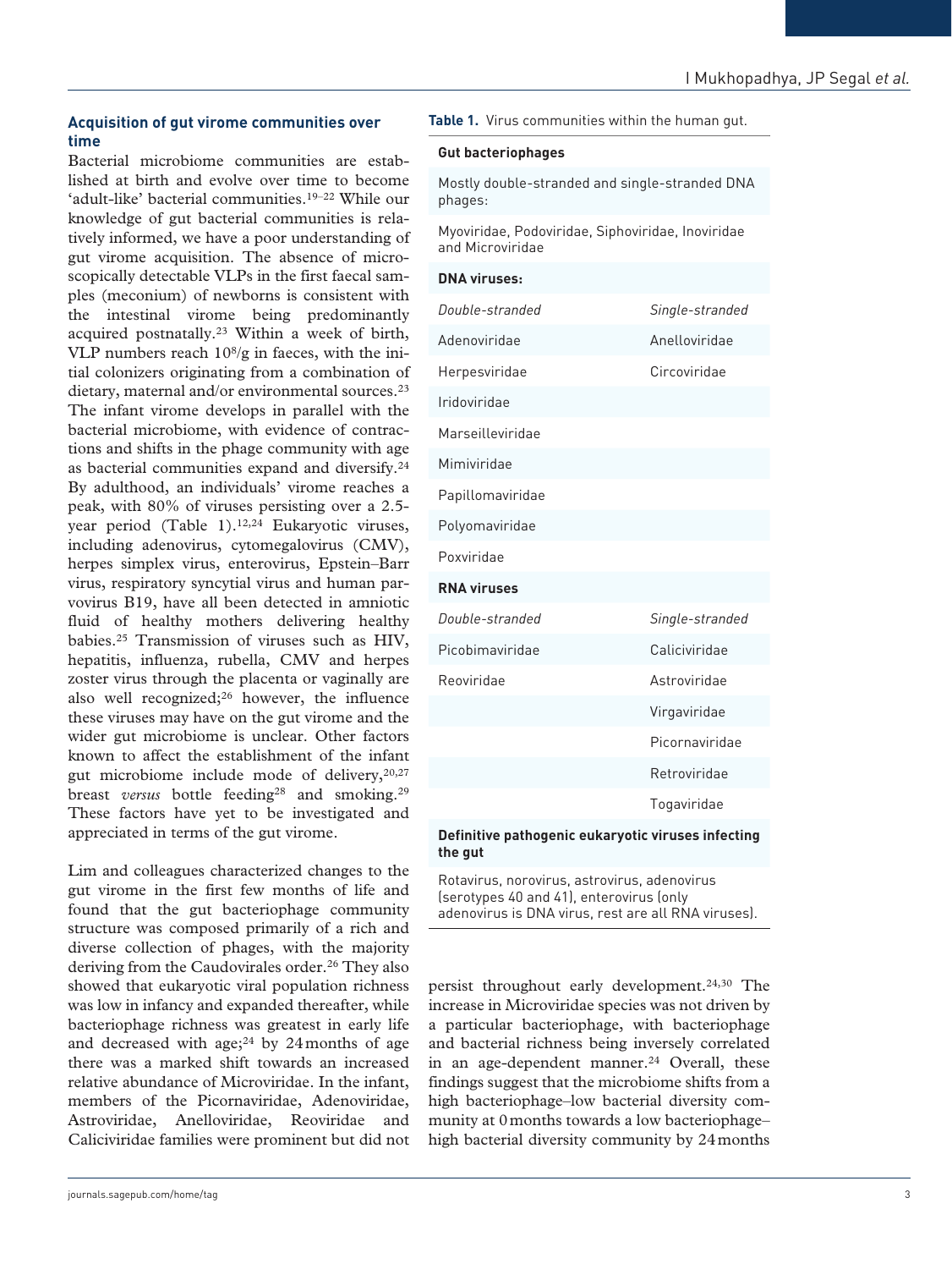### Acquisition of gut virome communities over time

Bacterial microbiome communities are established at birth and evolve over time to become 'adult-like' bacterial communities.[19–22] While our knowledge of gut bacterial communities is relatively informed, we have a poor understanding of gut virome acquisition. The absence of microscopically detectable VLPs in the first faecal samples (meconium) of newborns is consistent with the intestinal virome being predominantly acquired postnatally.[23] Within a week of birth, VLP numbers reach $10^8$/g in faeces, with the initial colonizers originating from a combination of dietary, maternal and/or environmental sources.[23] The infant virome develops in parallel with the bacterial microbiome, with evidence of contractions and shifts in the phage community with age as bacterial communities expand and diversify.[24] By adulthood, an individuals' virome reaches a peak, with 80% of viruses persisting over a 2.5-year period (Table 1).[12,24] Eukaryotic viruses, including adenovirus, cytomegalovirus (CMV), herpes simplex virus, enterovirus, Epstein–Barr virus, respiratory syncytial virus and human parvovirus B19, have all been detected in amniotic fluid of healthy mothers delivering healthy babies.[25] Transmission of viruses such as HIV, hepatitis, influenza, rubella, CMV and herpes zoster virus through the placenta or vaginally are also well recognized;[26] however, the influence these viruses may have on the gut virome and the wider gut microbiome is unclear. Other factors known to affect the establishment of the infant gut microbiome include mode of delivery,[20,27] breast *versus* bottle feeding[28] and smoking.[29] These factors have yet to be investigated and appreciated in terms of the gut virome.

Lim and colleagues characterized changes to the gut virome in the first few months of life and found that the gut bacteriophage community structure was composed primarily of a rich and diverse collection of phages, with the majority deriving from the Caudovirales order.[26] They also showed that eukaryotic viral population richness was low in infancy and expanded thereafter, while bacteriophage richness was greatest in early life and decreased with age;[24] by 24 months of age there was a marked shift towards an increased relative abundance of Microviridae. In the infant, members of the Picornaviridae, Adenoviridae, Astroviridae, Anelloviridae, Reoviridae and Caliciviridae families were prominent but did not persist throughout early development.[24,30] The increase in Microviridae species was not driven by a particular bacteriophage, with bacteriophage and bacterial richness being inversely correlated in an age-dependent manner.[24] Overall, these findings suggest that the microbiome shifts from a high bacteriophage–low bacterial diversity community at 0 months towards a low bacteriophage–high bacterial diversity community by 24 months

**Table 1.** Virus communities within the human gut.

| **Gut bacteriophages** | |
|---|---|
| Mostly double-stranded and single-stranded DNA phages: | |
| Myoviridae, Podoviridae, Siphoviridae, Inoviridae and Microviridae | |
| **DNA viruses:** | |
| *Double-stranded* | *Single-stranded* |
| Adenoviridae | Anelloviridae |
| Herpesviridae | Circoviridae |
| Iridoviridae | |
| Marseilleviridae | |
| Mimiviridae | |
| Papillomaviridae | |
| Polyomaviridae | |
| Poxviridae | |
| **RNA viruses** | |
| *Double-stranded* | *Single-stranded* |
| Picobimaviridae | Caliciviridae |
| Reoviridae | Astroviridae |
| | Virgaviridae |
| | Picornaviridae |
| | Retroviridae |
| | Togaviridae |
| **Definitive pathogenic eukaryotic viruses infecting the gut** | |
| Rotavirus, norovirus, astrovirus, adenovirus (serotypes 40 and 41), enterovirus (only adenovirus is DNA virus, rest are all RNA viruses). | |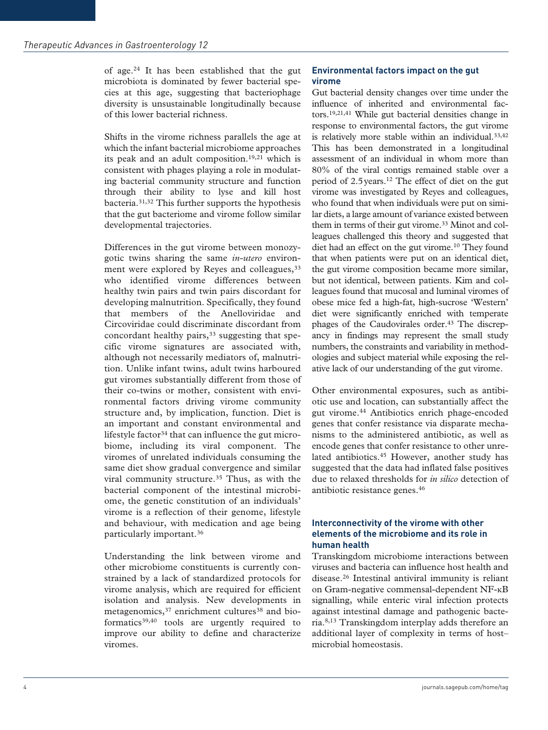of age.[24] It has been established that the gut microbiota is dominated by fewer bacterial species at this age, suggesting that bacteriophage diversity is unsustainable longitudinally because of this lower bacterial richness.

Shifts in the virome richness parallels the age at which the infant bacterial microbiome approaches its peak and an adult composition.[19,21] which is consistent with phages playing a role in modulating bacterial community structure and function through their ability to lyse and kill host bacteria.[31,32] This further supports the hypothesis that the gut bacteriome and virome follow similar developmental trajectories.

Differences in the gut virome between monozygotic twins sharing the same *in-utero* environment were explored by Reyes and colleagues,[33] who identified virome differences between healthy twin pairs and twin pairs discordant for developing malnutrition. Specifically, they found that members of the Anelloviridae and Circoviridae could discriminate discordant from concordant healthy pairs,[33] suggesting that specific virome signatures are associated with, although not necessarily mediators of, malnutrition. Unlike infant twins, adult twins harboured gut viromes substantially different from those of their co-twins or mother, consistent with environmental factors driving virome community structure and, by implication, function. Diet is an important and constant environmental and lifestyle factor[34] that can influence the gut microbiome, including its viral component. The viromes of unrelated individuals consuming the same diet show gradual convergence and similar viral community structure.[35] Thus, as with the bacterial component of the intestinal microbiome, the genetic constitution of an individuals' virome is a reflection of their genome, lifestyle and behaviour, with medication and age being particularly important.[36]

Understanding the link between virome and other microbiome constituents is currently constrained by a lack of standardized protocols for virome analysis, which are required for efficient isolation and analysis. New developments in metagenomics,[37] enrichment cultures[38] and bioformatics[39,40] tools are urgently required to improve our ability to define and characterize viromes.

## Environmental factors impact on the gut virome

Gut bacterial density changes over time under the influence of inherited and environmental factors.[19,21,41] While gut bacterial densities change in response to environmental factors, the gut virome is relatively more stable within an individual.[33,42] This has been demonstrated in a longitudinal assessment of an individual in whom more than 80% of the viral contigs remained stable over a period of 2.5 years.[12] The effect of diet on the gut virome was investigated by Reyes and colleagues, who found that when individuals were put on similar diets, a large amount of variance existed between them in terms of their gut virome.[33] Minot and colleagues challenged this theory and suggested that diet had an effect on the gut virome.[10] They found that when patients were put on an identical diet, the gut virome composition became more similar, but not identical, between patients. Kim and colleagues found that mucosal and luminal viromes of obese mice fed a high-fat, high-sucrose 'Western' diet were significantly enriched with temperate phages of the Caudovirales order.[43] The discrepancy in findings may represent the small study numbers, the constraints and variability in methodologies and subject material while exposing the relative lack of our understanding of the gut virome.

Other environmental exposures, such as antibiotic use and location, can substantially affect the gut virome.[44] Antibiotics enrich phage-encoded genes that confer resistance via disparate mechanisms to the administered antibiotic, as well as encode genes that confer resistance to other unrelated antibiotics.[45] However, another study has suggested that the data had inflated false positives due to relaxed thresholds for *in silico* detection of antibiotic resistance genes.[46]

## Interconnectivity of the virome with other elements of the microbiome and its role in human health

Transkingdom microbiome interactions between viruses and bacteria can influence host health and disease.[26] Intestinal antiviral immunity is reliant on Gram-negative commensal-dependent NF-κB signalling, while enteric viral infection protects against intestinal damage and pathogenic bacteria.[8,13] Transkingdom interplay adds therefore an additional layer of complexity in terms of host–microbial homeostasis.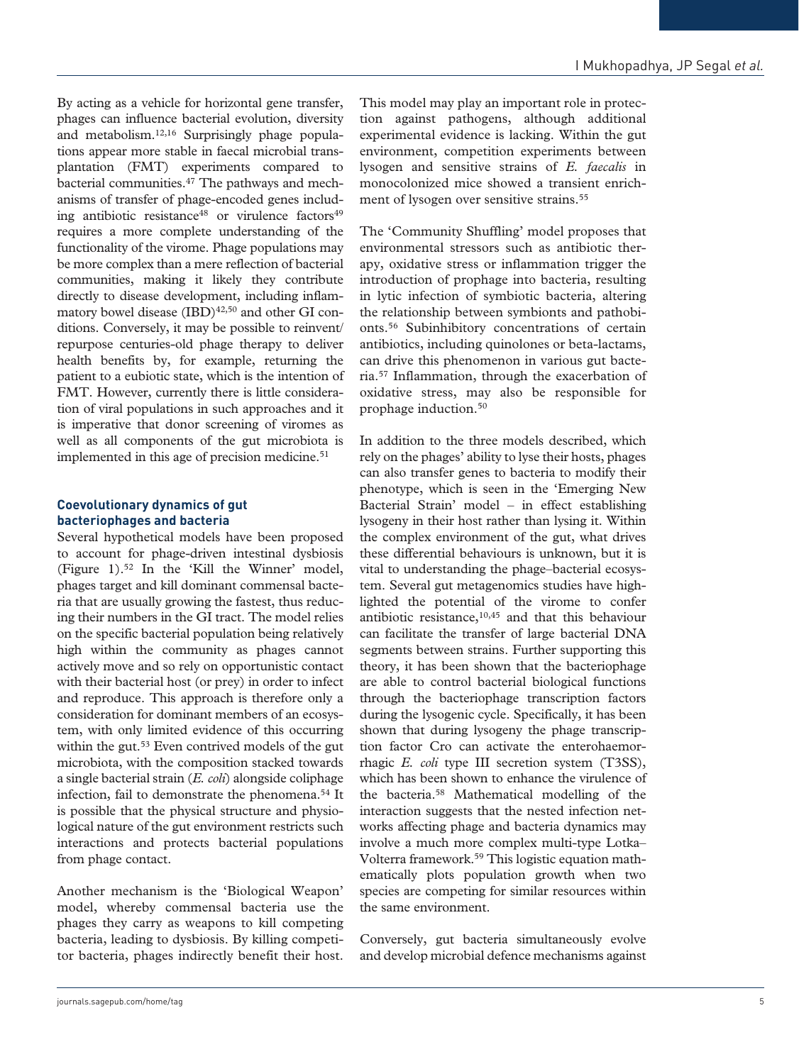By acting as a vehicle for horizontal gene transfer, phages can influence bacterial evolution, diversity and metabolism.[12,16] Surprisingly phage populations appear more stable in faecal microbial transplantation (FMT) experiments compared to bacterial communities.[47] The pathways and mechanisms of transfer of phage-encoded genes including antibiotic resistance[48] or virulence factors[49] requires a more complete understanding of the functionality of the virome. Phage populations may be more complex than a mere reflection of bacterial communities, making it likely they contribute directly to disease development, including inflammatory bowel disease (IBD)[42,50] and other GI conditions. Conversely, it may be possible to reinvent/repurpose centuries-old phage therapy to deliver health benefits by, for example, returning the patient to a eubiotic state, which is the intention of FMT. However, currently there is little consideration of viral populations in such approaches and it is imperative that donor screening of viromes as well as all components of the gut microbiota is implemented in this age of precision medicine.[51]

#### Coevolutionary dynamics of gut bacteriophages and bacteria

Several hypothetical models have been proposed to account for phage-driven intestinal dysbiosis (Figure 1).[52] In the 'Kill the Winner' model, phages target and kill dominant commensal bacteria that are usually growing the fastest, thus reducing their numbers in the GI tract. The model relies on the specific bacterial population being relatively high within the community as phages cannot actively move and so rely on opportunistic contact with their bacterial host (or prey) in order to infect and reproduce. This approach is therefore only a consideration for dominant members of an ecosystem, with only limited evidence of this occurring within the gut.[53] Even contrived models of the gut microbiota, with the composition stacked towards a single bacterial strain (*E. coli*) alongside coliphage infection, fail to demonstrate the phenomena.[54] It is possible that the physical structure and physiological nature of the gut environment restricts such interactions and protects bacterial populations from phage contact.

Another mechanism is the 'Biological Weapon' model, whereby commensal bacteria use the phages they carry as weapons to kill competing bacteria, leading to dysbiosis. By killing competitor bacteria, phages indirectly benefit their host. This model may play an important role in protection against pathogens, although additional experimental evidence is lacking. Within the gut environment, competition experiments between lysogen and sensitive strains of *E. faecalis* in monocolonized mice showed a transient enrichment of lysogen over sensitive strains.[55]

The 'Community Shuffling' model proposes that environmental stressors such as antibiotic therapy, oxidative stress or inflammation trigger the introduction of prophage into bacteria, resulting in lytic infection of symbiotic bacteria, altering the relationship between symbionts and pathobionts.[56] Subinhibitory concentrations of certain antibiotics, including quinolones or beta-lactams, can drive this phenomenon in various gut bacteria.[57] Inflammation, through the exacerbation of oxidative stress, may also be responsible for prophage induction.[50]

In addition to the three models described, which rely on the phages' ability to lyse their hosts, phages can also transfer genes to bacteria to modify their phenotype, which is seen in the 'Emerging New Bacterial Strain' model – in effect establishing lysogeny in their host rather than lysing it. Within the complex environment of the gut, what drives these differential behaviours is unknown, but it is vital to understanding the phage–bacterial ecosystem. Several gut metagenomics studies have highlighted the potential of the virome to confer antibiotic resistance,[10,45] and that this behaviour can facilitate the transfer of large bacterial DNA segments between strains. Further supporting this theory, it has been shown that the bacteriophage are able to control bacterial biological functions through the bacteriophage transcription factors during the lysogenic cycle. Specifically, it has been shown that during lysogeny the phage transcription factor Cro can activate the enterohaemorrhagic *E. coli* type III secretion system (T3SS), which has been shown to enhance the virulence of the bacteria.[58] Mathematical modelling of the interaction suggests that the nested infection networks affecting phage and bacteria dynamics may involve a much more complex multi-type Lotka–Volterra framework.[59] This logistic equation mathematically plots population growth when two species are competing for similar resources within the same environment.

Conversely, gut bacteria simultaneously evolve and develop microbial defence mechanisms against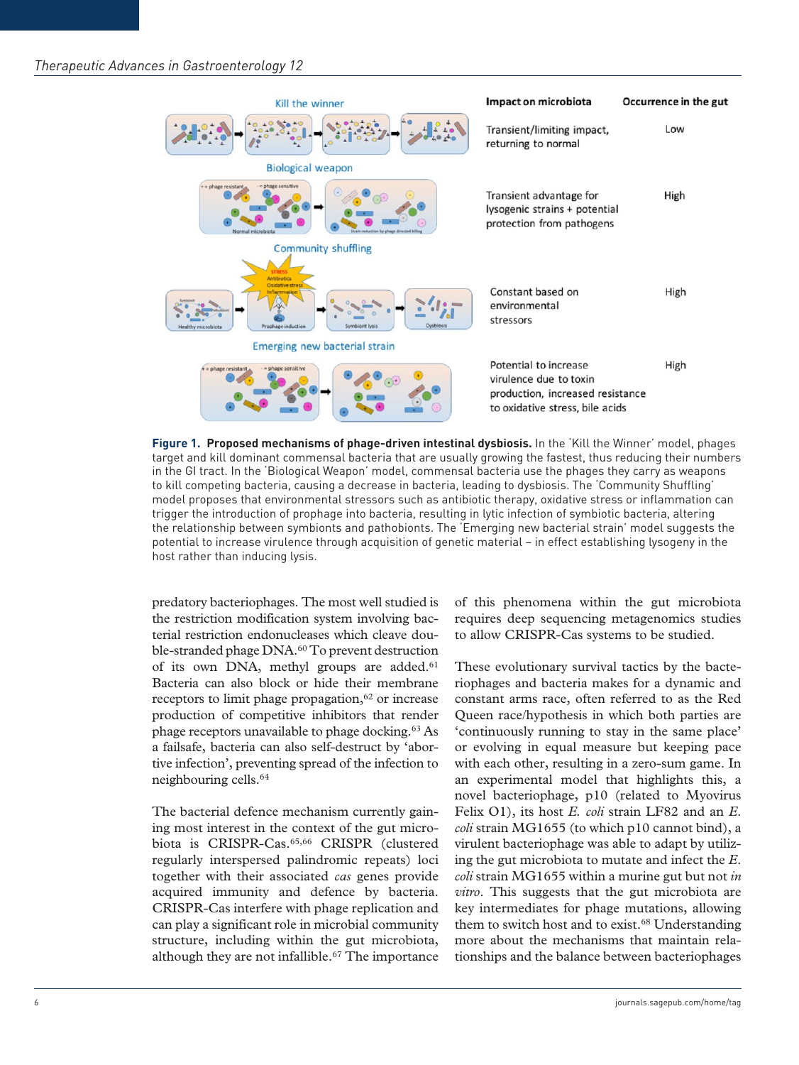| Model | Impact on microbiota | Occurrence in the gut |
|---|---|---|
| Kill the winner | Transient/limiting impact, returning to normal | Low |
| Biological weapon | Transient advantage for lysogenic strains + potential protection from pathogens | High |
| Community shuffling | Constant based on environmental stressors | High |
| Emerging new bacterial strain | Potential to increase virulence due to toxin production, increased resistance to oxidative stress, bile acids | High |

**Figure 1. Proposed mechanisms of phage-driven intestinal dysbiosis.** In the 'Kill the Winner' model, phages target and kill dominant commensal bacteria that are usually growing the fastest, thus reducing their numbers in the GI tract. In the 'Biological Weapon' model, commensal bacteria use the phages they carry as weapons to kill competing bacteria, causing a decrease in bacteria, leading to dysbiosis. The 'Community Shuffling' model proposes that environmental stressors such as antibiotic therapy, oxidative stress or inflammation can trigger the introduction of prophage into bacteria, resulting in lytic infection of symbiotic bacteria, altering the relationship between symbionts and pathobionts. The 'Emerging new bacterial strain' model suggests the potential to increase virulence through acquisition of genetic material – in effect establishing lysogeny in the host rather than inducing lysis.

predatory bacteriophages. The most well studied is the restriction modification system involving bacterial restriction endonucleases which cleave double-stranded phage DNA.[60] To prevent destruction of its own DNA, methyl groups are added.[61] Bacteria can also block or hide their membrane receptors to limit phage propagation,[62] or increase production of competitive inhibitors that render phage receptors unavailable to phage docking.[63] As a failsafe, bacteria can also self-destruct by 'abortive infection', preventing spread of the infection to neighbouring cells.[64]

The bacterial defence mechanism currently gaining most interest in the context of the gut microbiota is CRISPR-Cas.[65,66] CRISPR (clustered regularly interspersed palindromic repeats) loci together with their associated *cas* genes provide acquired immunity and defence by bacteria. CRISPR-Cas interfere with phage replication and can play a significant role in microbial community structure, including within the gut microbiota, although they are not infallible.[67] The importance of this phenomena within the gut microbiota requires deep sequencing metagenomics studies to allow CRISPR-Cas systems to be studied.

These evolutionary survival tactics by the bacteriophages and bacteria makes for a dynamic and constant arms race, often referred to as the Red Queen race/hypothesis in which both parties are 'continuously running to stay in the same place' or evolving in equal measure but keeping pace with each other, resulting in a zero-sum game. In an experimental model that highlights this, a novel bacteriophage, p10 (related to Myovirus Felix O1), its host *E. coli* strain LF82 and an *E. coli* strain MG1655 (to which p10 cannot bind), a virulent bacteriophage was able to adapt by utilizing the gut microbiota to mutate and infect the *E. coli* strain MG1655 within a murine gut but not *in vitro*. This suggests that the gut microbiota are key intermediates for phage mutations, allowing them to switch host and to exist.[68] Understanding more about the mechanisms that maintain relationships and the balance between bacteriophages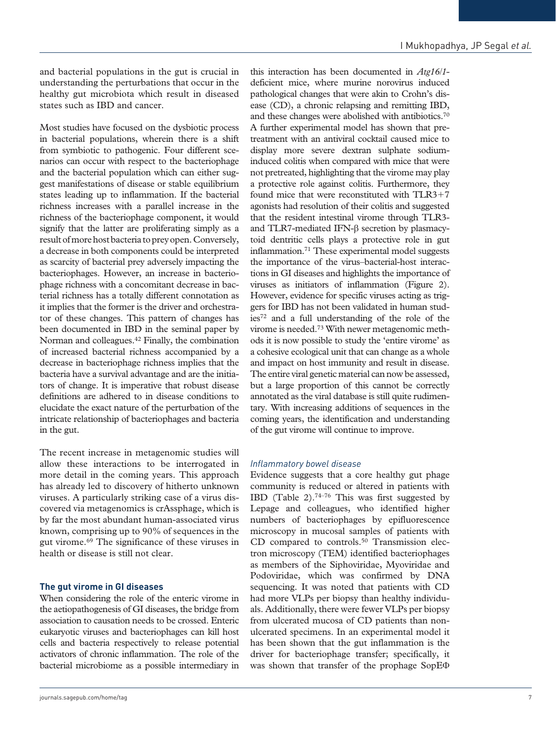and bacterial populations in the gut is crucial in understanding the perturbations that occur in the healthy gut microbiota which result in diseased states such as IBD and cancer.

Most studies have focused on the dysbiotic process in bacterial populations, wherein there is a shift from symbiotic to pathogenic. Four different scenarios can occur with respect to the bacteriophage and the bacterial population which can either suggest manifestations of disease or stable equilibrium states leading up to inflammation. If the bacterial richness increases with a parallel increase in the richness of the bacteriophage component, it would signify that the latter are proliferating simply as a result of more host bacteria to prey open. Conversely, a decrease in both components could be interpreted as scarcity of bacterial prey adversely impacting the bacteriophages. However, an increase in bacteriophage richness with a concomitant decrease in bacterial richness has a totally different connotation as it implies that the former is the driver and orchestrator of these changes. This pattern of changes has been documented in IBD in the seminal paper by Norman and colleagues.[42] Finally, the combination of increased bacterial richness accompanied by a decrease in bacteriophage richness implies that the bacteria have a survival advantage and are the initiators of change. It is imperative that robust disease definitions are adhered to in disease conditions to elucidate the exact nature of the perturbation of the intricate relationship of bacteriophages and bacteria in the gut.

The recent increase in metagenomic studies will allow these interactions to be interrogated in more detail in the coming years. This approach has already led to discovery of hitherto unknown viruses. A particularly striking case of a virus discovered via metagenomics is crAssphage, which is by far the most abundant human-associated virus known, comprising up to 90% of sequences in the gut virome.[69] The significance of these viruses in health or disease is still not clear.

## The gut virome in GI diseases

When considering the role of the enteric virome in the aetiopathogenesis of GI diseases, the bridge from association to causation needs to be crossed. Enteric eukaryotic viruses and bacteriophages can kill host cells and bacteria respectively to release potential activators of chronic inflammation. The role of the bacterial microbiome as a possible intermediary in this interaction has been documented in *Atg16l1*-deficient mice, where murine norovirus induced pathological changes that were akin to Crohn's disease (CD), a chronic relapsing and remitting IBD, and these changes were abolished with antibiotics.[70] A further experimental model has shown that pretreatment with an antiviral cocktail caused mice to display more severe dextran sulphate sodium-induced colitis when compared with mice that were not pretreated, highlighting that the virome may play a protective role against colitis. Furthermore, they found mice that were reconstituted with TLR3+7 agonists had resolution of their colitis and suggested that the resident intestinal virome through TLR3- and TLR7-mediated IFN-β secretion by plasmacytoid dentritic cells plays a protective role in gut inflammation.[71] This experimental model suggests the importance of the virus–bacterial-host interactions in GI diseases and highlights the importance of viruses as initiators of inflammation (Figure 2). However, evidence for specific viruses acting as triggers for IBD has not been validated in human studies[72] and a full understanding of the role of the virome is needed.[73] With newer metagenomic methods it is now possible to study the 'entire virome' as a cohesive ecological unit that can change as a whole and impact on host immunity and result in disease. The entire viral genetic material can now be assessed, but a large proportion of this cannot be correctly annotated as the viral database is still quite rudimentary. With increasing additions of sequences in the coming years, the identification and understanding of the gut virome will continue to improve.

### *Inflammatory bowel disease*

Evidence suggests that a core healthy gut phage community is reduced or altered in patients with IBD (Table 2).[74–76] This was first suggested by Lepage and colleagues, who identified higher numbers of bacteriophages by epifluorescence microscopy in mucosal samples of patients with CD compared to controls.[50] Transmission electron microscopy (TEM) identified bacteriophages as members of the Siphoviridae, Myoviridae and Podoviridae, which was confirmed by DNA sequencing. It was noted that patients with CD had more VLPs per biopsy than healthy individuals. Additionally, there were fewer VLPs per biopsy from ulcerated mucosa of CD patients than non-ulcerated specimens. In an experimental model it has been shown that the gut inflammation is the driver for bacteriophage transfer; specifically, it was shown that transfer of the prophage SopEΦ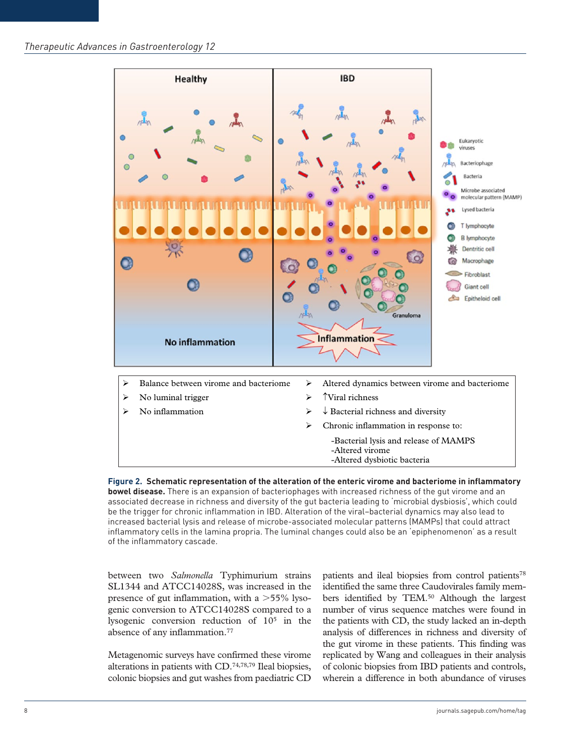| Healthy | IBD |
|---|---|
| ➢ Balance between virome and bacteriome | ➢ Altered dynamics between virome and bacteriome |
| ➢ No luminal trigger | ➢ ↑Viral richness |
| ➢ No inflammation | ➢ ↓ Bacterial richness and diversity |
| | ➢ Chronic inflammation in response to: -Bacterial lysis and release of MAMPS -Altered virome -Altered dysbiotic bacteria |

**Figure 2. Schematic representation of the alteration of the enteric virome and bacteriome in inflammatory bowel disease.** There is an expansion of bacteriophages with increased richness of the gut virome and an associated decrease in richness and diversity of the gut bacteria leading to 'microbial dysbiosis', which could be the trigger for chronic inflammation in IBD. Alteration of the viral–bacterial dynamics may also lead to increased bacterial lysis and release of microbe-associated molecular patterns (MAMPs) that could attract inflammatory cells in the lamina propria. The luminal changes could also be an 'epiphenomenon' as a result of the inflammatory cascade.

between two *Salmonella* Typhimurium strains SL1344 and ATCC14028S, was increased in the presence of gut inflammation, with a >55% lysogenic conversion to ATCC14028S compared to a lysogenic conversion reduction of $10^5$ in the absence of any inflammation.[77]

Metagenomic surveys have confirmed these virome alterations in patients with CD.[74,78,79] Ileal biopsies, colonic biopsies and gut washes from paediatric CD patients and ileal biopsies from control patients[78] identified the same three Caudovirales family members identified by TEM.[50] Although the largest number of virus sequence matches were found in the patients with CD, the study lacked an in-depth analysis of differences in richness and diversity of the gut virome in these patients. This finding was replicated by Wang and colleagues in their analysis of colonic biopsies from IBD patients and controls, wherein a difference in both abundance of viruses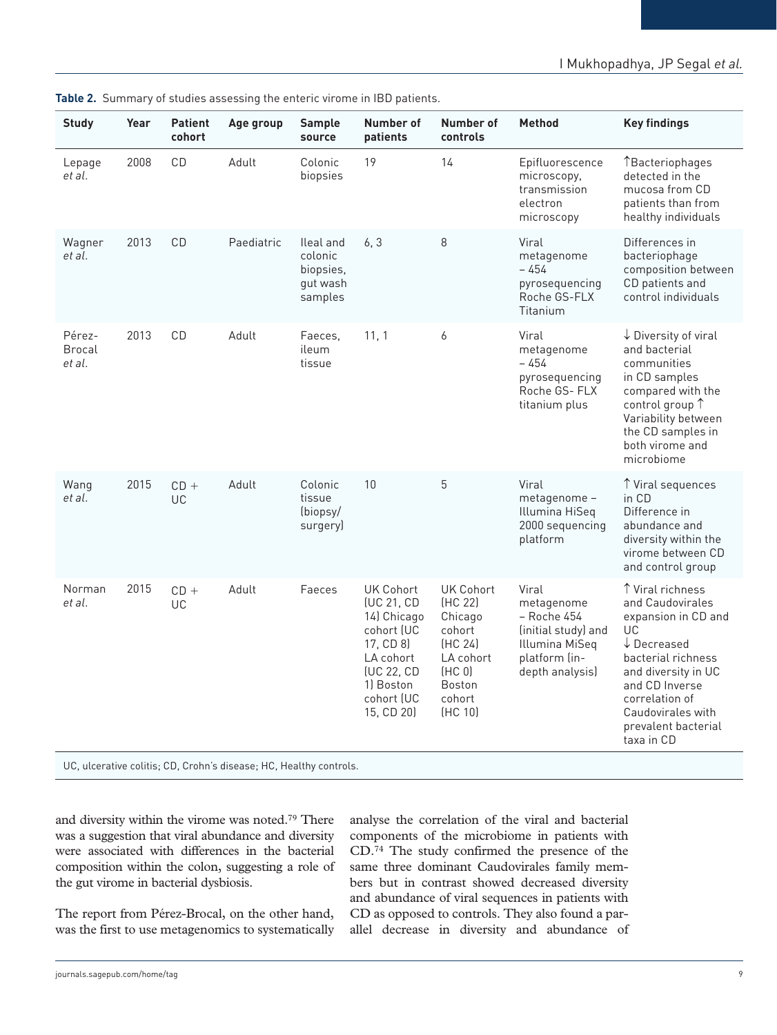**Table 2.** Summary of studies assessing the enteric virome in IBD patients.

| Study | Year | Patient cohort | Age group | Sample source | Number of patients | Number of controls | Method | Key findings |
|---|---|---|---|---|---|---|---|---|
| Lepage *et al.* | 2008 | CD | Adult | Colonic biopsies | 19 | 14 | Epifluorescence microscopy, transmission electron microscopy | ↑Bacteriophages detected in the mucosa from CD patients than from healthy individuals |
| Wagner *et al.* | 2013 | CD | Paediatric | Ileal and colonic biopsies, gut wash samples | 6, 3 | 8 | Viral metagenome – 454 pyrosequencing Roche GS-FLX Titanium | Differences in bacteriophage composition between CD patients and control individuals |
| Pérez-Brocal *et al.* | 2013 | CD | Adult | Faeces, ileum tissue | 11, 1 | 6 | Viral metagenome – 454 pyrosequencing Roche GS- FLX titanium plus | ↓ Diversity of viral and bacterial communities in CD samples compared with the control group ↑ Variability between the CD samples in both virome and microbiome |
| Wang *et al.* | 2015 | CD + UC | Adult | Colonic tissue (biopsy/ surgery) | 10 | 5 | Viral metagenome – Illumina HiSeq 2000 sequencing platform | ↑ Viral sequences in CD Difference in abundance and diversity within the virome between CD and control group |
| Norman *et al.* | 2015 | CD + UC | Adult | Faeces | UK Cohort (UC 21, CD 14) Chicago cohort (UC 17, CD 8) LA cohort (UC 22, CD 1) Boston cohort (UC 15, CD 20) | UK Cohort (HC 22) Chicago cohort (HC 24) LA cohort (HC 0) Boston cohort (HC 10) | Viral metagenome – Roche 454 (initial study) and Illumina MiSeq platform (in-depth analysis) | ↑ Viral richness and Caudovirales expansion in CD and UC ↓ Decreased bacterial richness and diversity in UC and CD Inverse correlation of Caudovirales with prevalent bacterial taxa in CD |

UC, ulcerative colitis; CD, Crohn's disease; HC, Healthy controls.

and diversity within the virome was noted.[79] There was a suggestion that viral abundance and diversity were associated with differences in the bacterial composition within the colon, suggesting a role of the gut virome in bacterial dysbiosis.

The report from Pérez-Brocal, on the other hand, was the first to use metagenomics to systematically analyse the correlation of the viral and bacterial components of the microbiome in patients with CD.[74] The study confirmed the presence of the same three dominant Caudovirales family members but in contrast showed decreased diversity and abundance of viral sequences in patients with CD as opposed to controls. They also found a parallel decrease in diversity and abundance of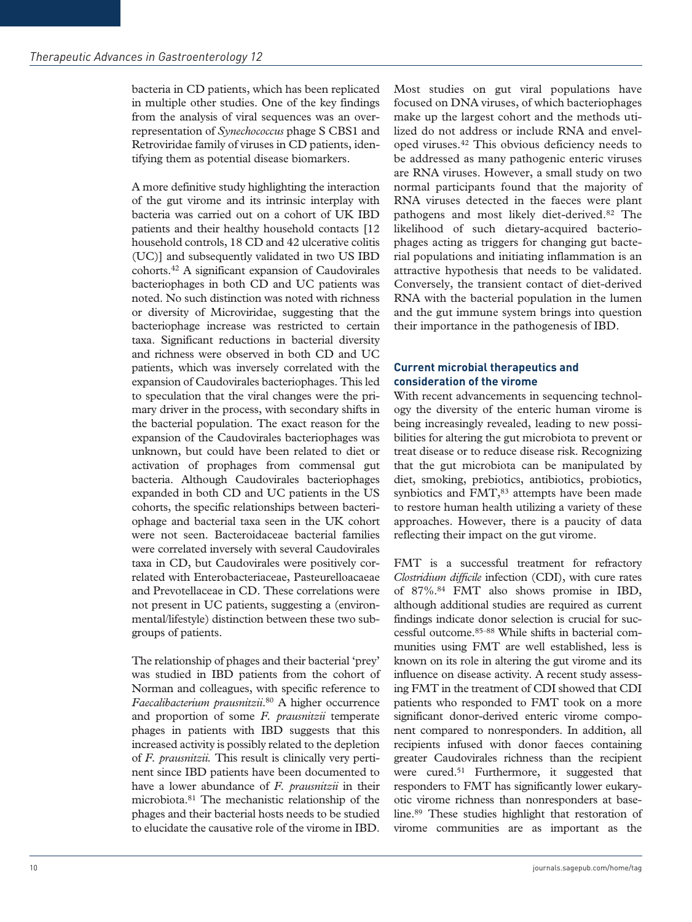bacteria in CD patients, which has been replicated in multiple other studies. One of the key findings from the analysis of viral sequences was an overrepresentation of *Synechococcus* phage S CBS1 and Retroviridae family of viruses in CD patients, identifying them as potential disease biomarkers.

A more definitive study highlighting the interaction of the gut virome and its intrinsic interplay with bacteria was carried out on a cohort of UK IBD patients and their healthy household contacts [12 household controls, 18 CD and 42 ulcerative colitis (UC)] and subsequently validated in two US IBD cohorts.[42] A significant expansion of Caudovirales bacteriophages in both CD and UC patients was noted. No such distinction was noted with richness or diversity of Microviridae, suggesting that the bacteriophage increase was restricted to certain taxa. Significant reductions in bacterial diversity and richness were observed in both CD and UC patients, which was inversely correlated with the expansion of Caudovirales bacteriophages. This led to speculation that the viral changes were the primary driver in the process, with secondary shifts in the bacterial population. The exact reason for the expansion of the Caudovirales bacteriophages was unknown, but could have been related to diet or activation of prophages from commensal gut bacteria. Although Caudovirales bacteriophages expanded in both CD and UC patients in the US cohorts, the specific relationships between bacteriophage and bacterial taxa seen in the UK cohort were not seen. Bacteroidaceae bacterial families were correlated inversely with several Caudovirales taxa in CD, but Caudovirales were positively correlated with Enterobacteriaceae, Pasteurelloacaeae and Prevotellaceae in CD. These correlations were not present in UC patients, suggesting a (environmental/lifestyle) distinction between these two subgroups of patients.

The relationship of phages and their bacterial 'prey' was studied in IBD patients from the cohort of Norman and colleagues, with specific reference to *Faecalibacterium prausnitzii*.[80] A higher occurrence and proportion of some *F. prausnitzii* temperate phages in patients with IBD suggests that this increased activity is possibly related to the depletion of *F. prausnitzii.* This result is clinically very pertinent since IBD patients have been documented to have a lower abundance of *F. prausnitzii* in their microbiota.[81] The mechanistic relationship of the phages and their bacterial hosts needs to be studied to elucidate the causative role of the virome in IBD.

Most studies on gut viral populations have focused on DNA viruses, of which bacteriophages make up the largest cohort and the methods utilized do not address or include RNA and enveloped viruses.[42] This obvious deficiency needs to be addressed as many pathogenic enteric viruses are RNA viruses. However, a small study on two normal participants found that the majority of RNA viruses detected in the faeces were plant pathogens and most likely diet-derived.[82] The likelihood of such dietary-acquired bacteriophages acting as triggers for changing gut bacterial populations and initiating inflammation is an attractive hypothesis that needs to be validated. Conversely, the transient contact of diet-derived RNA with the bacterial population in the lumen and the gut immune system brings into question their importance in the pathogenesis of IBD.

## Current microbial therapeutics and consideration of the virome

With recent advancements in sequencing technology the diversity of the enteric human virome is being increasingly revealed, leading to new possibilities for altering the gut microbiota to prevent or treat disease or to reduce disease risk. Recognizing that the gut microbiota can be manipulated by diet, smoking, prebiotics, antibiotics, probiotics, synbiotics and FMT,[83] attempts have been made to restore human health utilizing a variety of these approaches. However, there is a paucity of data reflecting their impact on the gut virome.

FMT is a successful treatment for refractory *Clostridium difficile* infection (CDI), with cure rates of 87%.[84] FMT also shows promise in IBD, although additional studies are required as current findings indicate donor selection is crucial for successful outcome.[85–88] While shifts in bacterial communities using FMT are well established, less is known on its role in altering the gut virome and its influence on disease activity. A recent study assessing FMT in the treatment of CDI showed that CDI patients who responded to FMT took on a more significant donor-derived enteric virome component compared to nonresponders. In addition, all recipients infused with donor faeces containing greater Caudovirales richness than the recipient were cured.[51] Furthermore, it suggested that responders to FMT has significantly lower eukaryotic virome richness than nonresponders at baseline.[89] These studies highlight that restoration of virome communities are as important as the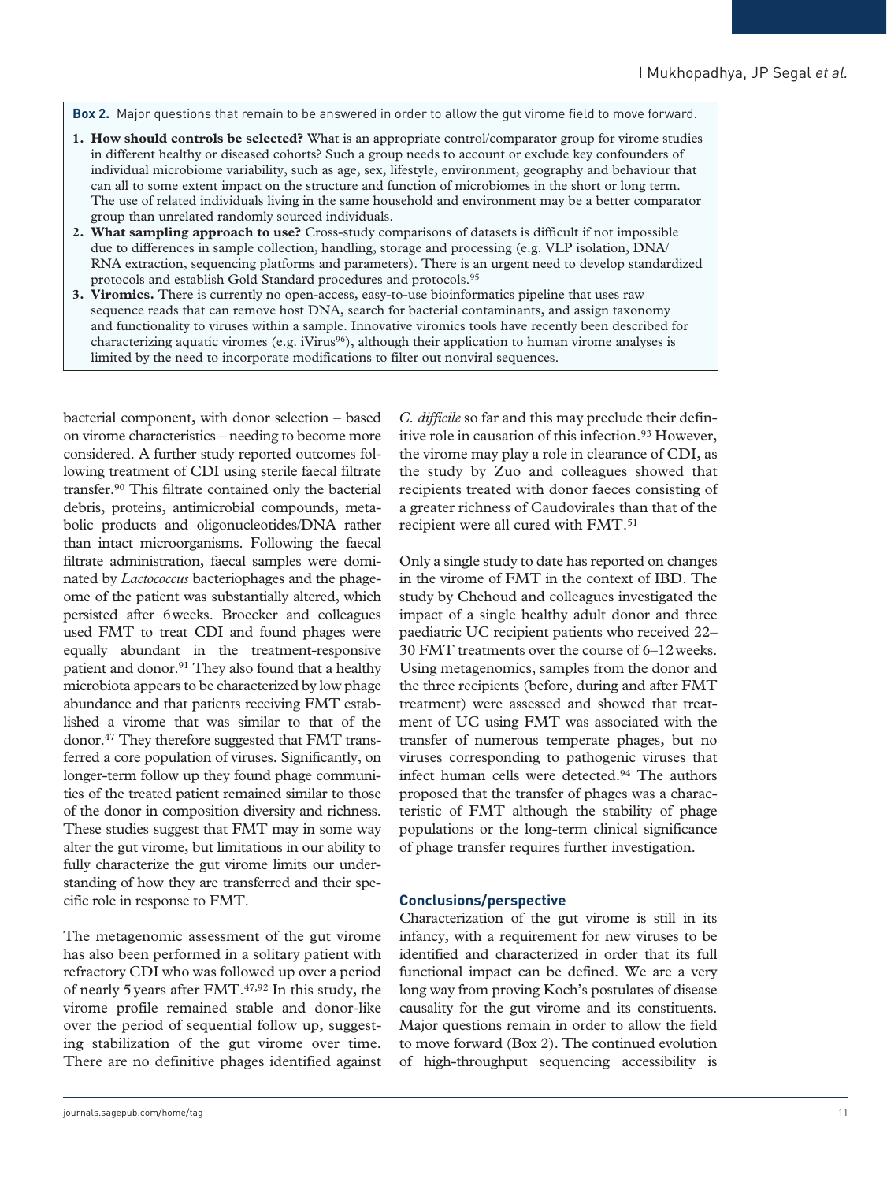**Box 2.** Major questions that remain to be answered in order to allow the gut virome field to move forward.

1. **How should controls be selected?** What is an appropriate control/comparator group for virome studies in different healthy or diseased cohorts? Such a group needs to account or exclude key confounders of individual microbiome variability, such as age, sex, lifestyle, environment, geography and behaviour that can all to some extent impact on the structure and function of microbiomes in the short or long term. The use of related individuals living in the same household and environment may be a better comparator group than unrelated randomly sourced individuals.
2. **What sampling approach to use?** Cross-study comparisons of datasets is difficult if not impossible due to differences in sample collection, handling, storage and processing (e.g. VLP isolation, DNA/RNA extraction, sequencing platforms and parameters). There is an urgent need to develop standardized protocols and establish Gold Standard procedures and protocols.[95]
3. **Viromics.** There is currently no open-access, easy-to-use bioinformatics pipeline that uses raw sequence reads that can remove host DNA, search for bacterial contaminants, and assign taxonomy and functionality to viruses within a sample. Innovative viromics tools have recently been described for characterizing aquatic viromes (e.g. iVirus[96]), although their application to human virome analyses is limited by the need to incorporate modifications to filter out nonviral sequences.

bacterial component, with donor selection – based on virome characteristics – needing to become more considered. A further study reported outcomes following treatment of CDI using sterile faecal filtrate transfer.[90] This filtrate contained only the bacterial debris, proteins, antimicrobial compounds, metabolic products and oligonucleotides/DNA rather than intact microorganisms. Following the faecal filtrate administration, faecal samples were dominated by *Lactococcus* bacteriophages and the phageome of the patient was substantially altered, which persisted after 6 weeks. Broecker and colleagues used FMT to treat CDI and found phages were equally abundant in the treatment-responsive patient and donor.[91] They also found that a healthy microbiota appears to be characterized by low phage abundance and that patients receiving FMT established a virome that was similar to that of the donor.[47] They therefore suggested that FMT transferred a core population of viruses. Significantly, on longer-term follow up they found phage communities of the treated patient remained similar to those of the donor in composition diversity and richness. These studies suggest that FMT may in some way alter the gut virome, but limitations in our ability to fully characterize the gut virome limits our understanding of how they are transferred and their specific role in response to FMT.

The metagenomic assessment of the gut virome has also been performed in a solitary patient with refractory CDI who was followed up over a period of nearly 5 years after FMT.[47,92] In this study, the virome profile remained stable and donor-like over the period of sequential follow up, suggesting stabilization of the gut virome over time. There are no definitive phages identified against *C. difficile* so far and this may preclude their definitive role in causation of this infection.[93] However, the virome may play a role in clearance of CDI, as the study by Zuo and colleagues showed that recipients treated with donor faeces consisting of a greater richness of Caudovirales than that of the recipient were all cured with FMT.[51]

Only a single study to date has reported on changes in the virome of FMT in the context of IBD. The study by Chehoud and colleagues investigated the impact of a single healthy adult donor and three paediatric UC recipient patients who received 22–30 FMT treatments over the course of 6–12 weeks. Using metagenomics, samples from the donor and the three recipients (before, during and after FMT treatment) were assessed and showed that treatment of UC using FMT was associated with the transfer of numerous temperate phages, but no viruses corresponding to pathogenic viruses that infect human cells were detected.[94] The authors proposed that the transfer of phages was a characteristic of FMT although the stability of phage populations or the long-term clinical significance of phage transfer requires further investigation.

## Conclusions/perspective

Characterization of the gut virome is still in its infancy, with a requirement for new viruses to be identified and characterized in order that its full functional impact can be defined. We are a very long way from proving Koch's postulates of disease causality for the gut virome and its constituents. Major questions remain in order to allow the field to move forward (Box 2). The continued evolution of high-throughput sequencing accessibility is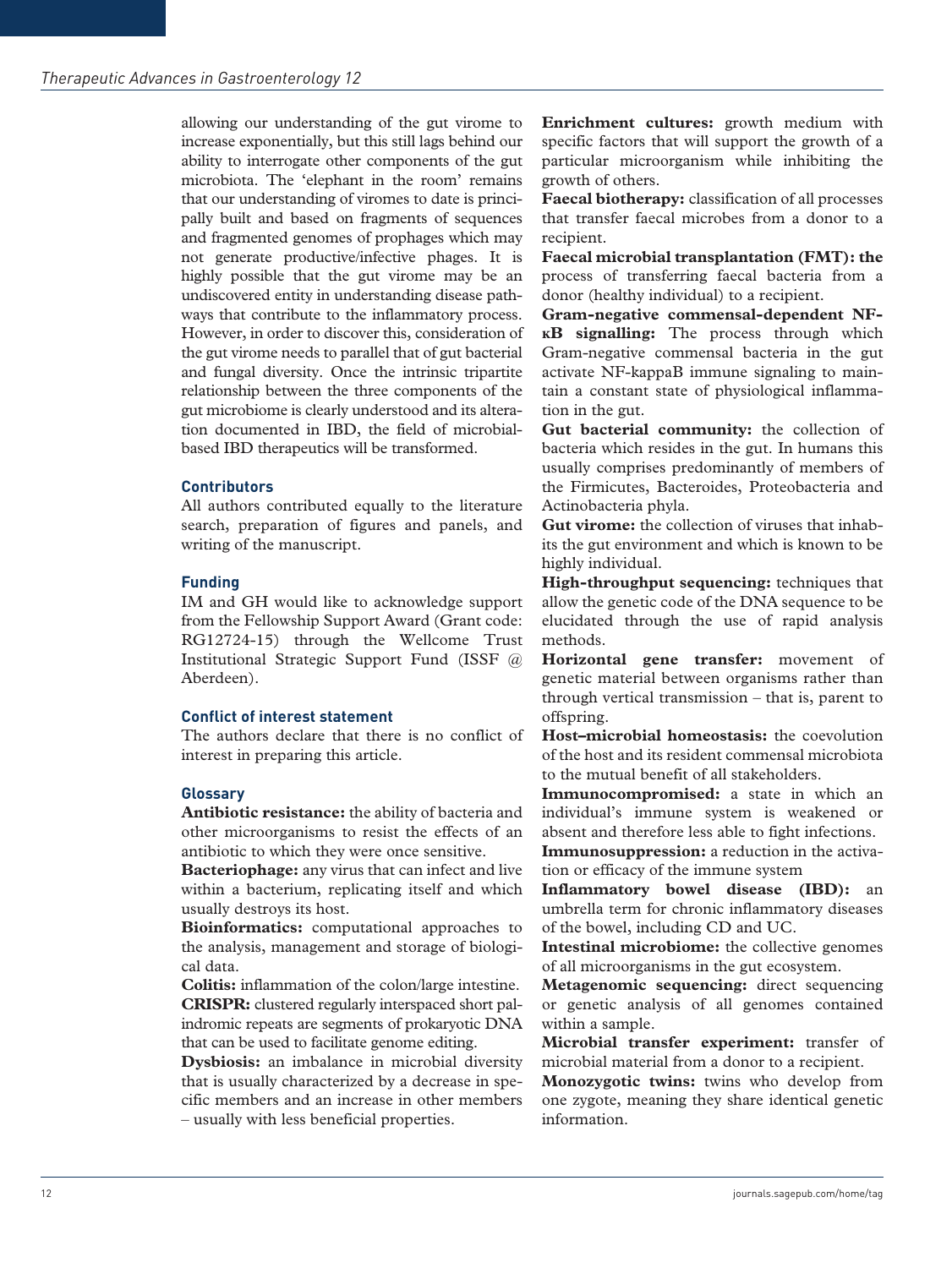allowing our understanding of the gut virome to increase exponentially, but this still lags behind our ability to interrogate other components of the gut microbiota. The 'elephant in the room' remains that our understanding of viromes to date is principally built and based on fragments of sequences and fragmented genomes of prophages which may not generate productive/infective phages. It is highly possible that the gut virome may be an undiscovered entity in understanding disease pathways that contribute to the inflammatory process. However, in order to discover this, consideration of the gut virome needs to parallel that of gut bacterial and fungal diversity. Once the intrinsic tripartite relationship between the three components of the gut microbiome is clearly understood and its alteration documented in IBD, the field of microbial-based IBD therapeutics will be transformed.

### Contributors

All authors contributed equally to the literature search, preparation of figures and panels, and writing of the manuscript.

### Funding

IM and GH would like to acknowledge support from the Fellowship Support Award (Grant code: RG12724-15) through the Wellcome Trust Institutional Strategic Support Fund (ISSF @ Aberdeen).

### Conflict of interest statement

The authors declare that there is no conflict of interest in preparing this article.

### Glossary

**Antibiotic resistance:** the ability of bacteria and other microorganisms to resist the effects of an antibiotic to which they were once sensitive.

**Bacteriophage:** any virus that can infect and live within a bacterium, replicating itself and which usually destroys its host.

**Bioinformatics:** computational approaches to the analysis, management and storage of biological data.

**Colitis:** inflammation of the colon/large intestine.

**CRISPR:** clustered regularly interspaced short palindromic repeats are segments of prokaryotic DNA that can be used to facilitate genome editing.

**Dysbiosis:** an imbalance in microbial diversity that is usually characterized by a decrease in specific members and an increase in other members – usually with less beneficial properties.

**Enrichment cultures:** growth medium with specific factors that will support the growth of a particular microorganism while inhibiting the growth of others.

**Faecal biotherapy:** classification of all processes that transfer faecal microbes from a donor to a recipient.

**Faecal microbial transplantation (FMT): the** process of transferring faecal bacteria from a donor (healthy individual) to a recipient.

**Gram-negative commensal-dependent NF-κB signalling:** The process through which Gram-negative commensal bacteria in the gut activate NF-kappaB immune signaling to maintain a constant state of physiological inflammation in the gut.

**Gut bacterial community:** the collection of bacteria which resides in the gut. In humans this usually comprises predominantly of members of the Firmicutes, Bacteroides, Proteobacteria and Actinobacteria phyla.

**Gut virome:** the collection of viruses that inhabits the gut environment and which is known to be highly individual.

**High-throughput sequencing:** techniques that allow the genetic code of the DNA sequence to be elucidated through the use of rapid analysis methods.

**Horizontal gene transfer:** movement of genetic material between organisms rather than through vertical transmission – that is, parent to offspring.

**Host–microbial homeostasis:** the coevolution of the host and its resident commensal microbiota to the mutual benefit of all stakeholders.

**Immunocompromised:** a state in which an individual's immune system is weakened or absent and therefore less able to fight infections.

**Immunosuppression:** a reduction in the activation or efficacy of the immune system

**Inflammatory bowel disease (IBD):** an umbrella term for chronic inflammatory diseases of the bowel, including CD and UC.

**Intestinal microbiome:** the collective genomes of all microorganisms in the gut ecosystem.

**Metagenomic sequencing:** direct sequencing or genetic analysis of all genomes contained within a sample.

**Microbial transfer experiment:** transfer of microbial material from a donor to a recipient.

**Monozygotic twins:** twins who develop from one zygote, meaning they share identical genetic information.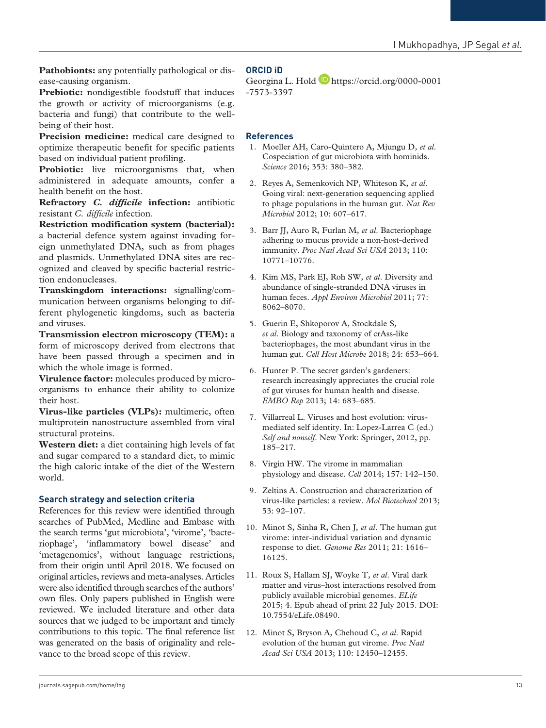**Pathobionts:** any potentially pathological or disease-causing organism.

**Prebiotic:** nondigestible foodstuff that induces the growth or activity of microorganisms (e.g. bacteria and fungi) that contribute to the well-being of their host.

**Precision medicine:** medical care designed to optimize therapeutic benefit for specific patients based on individual patient profiling.

**Probiotic:** live microorganisms that, when administered in adequate amounts, confer a health benefit on the host.

**Refractory *C. difficile* infection:** antibiotic resistant *C. difficile* infection.

**Restriction modification system (bacterial):** a bacterial defence system against invading foreign unmethylated DNA, such as from phages and plasmids. Unmethylated DNA sites are recognized and cleaved by specific bacterial restriction endonucleases.

**Transkingdom interactions:** signalling/communication between organisms belonging to different phylogenetic kingdoms, such as bacteria and viruses.

**Transmission electron microscopy (TEM):** a form of microscopy derived from electrons that have been passed through a specimen and in which the whole image is formed.

**Virulence factor:** molecules produced by microorganisms to enhance their ability to colonize their host.

**Virus-like particles (VLPs):** multimeric, often multiprotein nanostructure assembled from viral structural proteins.

**Western diet:** a diet containing high levels of fat and sugar compared to a standard diet, to mimic the high caloric intake of the diet of the Western world.

## Search strategy and selection criteria

References for this review were identified through searches of PubMed, Medline and Embase with the search terms 'gut microbiota', 'virome', 'bacteriophage', 'inflammatory bowel disease' and 'metagenomics', without language restrictions, from their origin until April 2018. We focused on original articles, reviews and meta-analyses. Articles were also identified through searches of the authors' own files. Only papers published in English were reviewed. We included literature and other data sources that we judged to be important and timely contributions to this topic. The final reference list was generated on the basis of originality and relevance to the broad scope of this review.

## ORCID iD

Georgina L. Hold https://orcid.org/0000-0001-7573-3397

## References

1. Moeller AH, Caro-Quintero A, Mjungu D, *et al*. Cospeciation of gut microbiota with hominids. *Science* 2016; 353: 380–382.
2. Reyes A, Semenkovich NP, Whiteson K, *et al*. Going viral: next-generation sequencing applied to phage populations in the human gut. *Nat Rev Microbiol* 2012; 10: 607–617.
3. Barr JJ, Auro R, Furlan M, *et al*. Bacteriophage adhering to mucus provide a non-host-derived immunity. *Proc Natl Acad Sci USA* 2013; 110: 10771–10776.
4. Kim MS, Park EJ, Roh SW, *et al*. Diversity and abundance of single-stranded DNA viruses in human feces. *Appl Environ Microbiol* 2011; 77: 8062–8070.
5. Guerin E, Shkoporov A, Stockdale S, *et al*. Biology and taxonomy of crAss-like bacteriophages, the most abundant virus in the human gut. *Cell Host Microbe* 2018; 24: 653–664.
6. Hunter P. The secret garden's gardeners: research increasingly appreciates the crucial role of gut viruses for human health and disease. *EMBO Rep* 2013; 14: 683–685.
7. Villarreal L. Viruses and host evolution: virus-mediated self identity. In: Lopez-Larrea C (ed.) *Self and nonself*. New York: Springer, 2012, pp. 185–217.
8. Virgin HW. The virome in mammalian physiology and disease. *Cell* 2014; 157: 142–150.
9. Zeltins A. Construction and characterization of virus-like particles: a review. *Mol Biotechnol* 2013; 53: 92–107.
10. Minot S, Sinha R, Chen J, *et al*. The human gut virome: inter-individual variation and dynamic response to diet. *Genome Res* 2011; 21: 1616–16125.
11. Roux S, Hallam SJ, Woyke T, *et al*. Viral dark matter and virus–host interactions resolved from publicly available microbial genomes. *ELife* 2015; 4. Epub ahead of print 22 July 2015. DOI: 10.7554/eLife.08490.
12. Minot S, Bryson A, Chehoud C, *et al*. Rapid evolution of the human gut virome. *Proc Natl Acad Sci USA* 2013; 110: 12450–12455.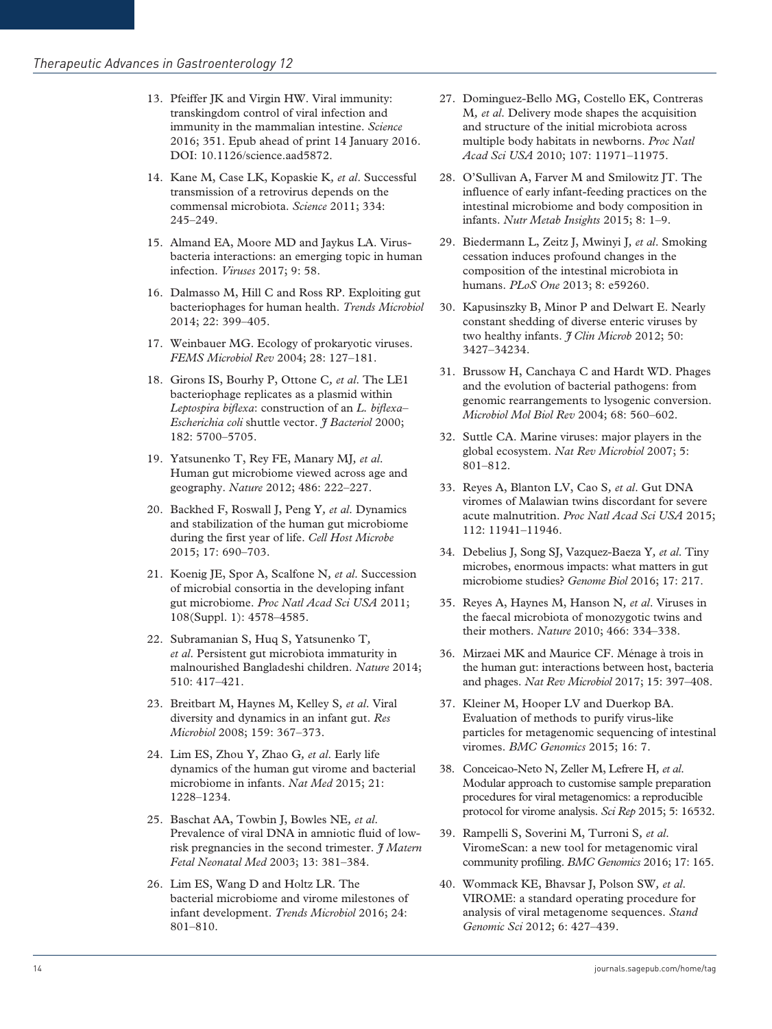13. Pfeiffer JK and Virgin HW. Viral immunity: transkingdom control of viral infection and immunity in the mammalian intestine. *Science* 2016; 351. Epub ahead of print 14 January 2016. DOI: 10.1126/science.aad5872.

14. Kane M, Case LK, Kopaskie K, *et al*. Successful transmission of a retrovirus depends on the commensal microbiota. *Science* 2011; 334: 245–249.

15. Almand EA, Moore MD and Jaykus LA. Virus-bacteria interactions: an emerging topic in human infection. *Viruses* 2017; 9: 58.

16. Dalmasso M, Hill C and Ross RP. Exploiting gut bacteriophages for human health. *Trends Microbiol* 2014; 22: 399–405.

17. Weinbauer MG. Ecology of prokaryotic viruses. *FEMS Microbiol Rev* 2004; 28: 127–181.

18. Girons IS, Bourhy P, Ottone C, *et al*. The LE1 bacteriophage replicates as a plasmid within *Leptospira biflexa*: construction of an *L. biflexa–Escherichia coli* shuttle vector. *J Bacteriol* 2000; 182: 5700–5705.

19. Yatsunenko T, Rey FE, Manary MJ, *et al*. Human gut microbiome viewed across age and geography. *Nature* 2012; 486: 222–227.

20. Backhed F, Roswall J, Peng Y, *et al*. Dynamics and stabilization of the human gut microbiome during the first year of life. *Cell Host Microbe* 2015; 17: 690–703.

21. Koenig JE, Spor A, Scalfone N, *et al*. Succession of microbial consortia in the developing infant gut microbiome. *Proc Natl Acad Sci USA* 2011; 108(Suppl. 1): 4578–4585.

22. Subramanian S, Huq S, Yatsunenko T, *et al*. Persistent gut microbiota immaturity in malnourished Bangladeshi children. *Nature* 2014; 510: 417–421.

23. Breitbart M, Haynes M, Kelley S, *et al*. Viral diversity and dynamics in an infant gut. *Res Microbiol* 2008; 159: 367–373.

24. Lim ES, Zhou Y, Zhao G, *et al*. Early life dynamics of the human gut virome and bacterial microbiome in infants. *Nat Med* 2015; 21: 1228–1234.

25. Baschat AA, Towbin J, Bowles NE, *et al*. Prevalence of viral DNA in amniotic fluid of low-risk pregnancies in the second trimester. *J Matern Fetal Neonatal Med* 2003; 13: 381–384.

26. Lim ES, Wang D and Holtz LR. The bacterial microbiome and virome milestones of infant development. *Trends Microbiol* 2016; 24: 801–810.

27. Dominguez-Bello MG, Costello EK, Contreras M, *et al*. Delivery mode shapes the acquisition and structure of the initial microbiota across multiple body habitats in newborns. *Proc Natl Acad Sci USA* 2010; 107: 11971–11975.

28. O'Sullivan A, Farver M and Smilowitz JT. The influence of early infant-feeding practices on the intestinal microbiome and body composition in infants. *Nutr Metab Insights* 2015; 8: 1–9.

29. Biedermann L, Zeitz J, Mwinyi J, *et al*. Smoking cessation induces profound changes in the composition of the intestinal microbiota in humans. *PLoS One* 2013; 8: e59260.

30. Kapusinszky B, Minor P and Delwart E. Nearly constant shedding of diverse enteric viruses by two healthy infants. *J Clin Microb* 2012; 50: 3427–34234.

31. Brussow H, Canchaya C and Hardt WD. Phages and the evolution of bacterial pathogens: from genomic rearrangements to lysogenic conversion. *Microbiol Mol Biol Rev* 2004; 68: 560–602.

32. Suttle CA. Marine viruses: major players in the global ecosystem. *Nat Rev Microbiol* 2007; 5: 801–812.

33. Reyes A, Blanton LV, Cao S, *et al*. Gut DNA viromes of Malawian twins discordant for severe acute malnutrition. *Proc Natl Acad Sci USA* 2015; 112: 11941–11946.

34. Debelius J, Song SJ, Vazquez-Baeza Y, *et al*. Tiny microbes, enormous impacts: what matters in gut microbiome studies? *Genome Biol* 2016; 17: 217.

35. Reyes A, Haynes M, Hanson N, *et al*. Viruses in the faecal microbiota of monozygotic twins and their mothers. *Nature* 2010; 466: 334–338.

36. Mirzaei MK and Maurice CF. Ménage à trois in the human gut: interactions between host, bacteria and phages. *Nat Rev Microbiol* 2017; 15: 397–408.

37. Kleiner M, Hooper LV and Duerkop BA. Evaluation of methods to purify virus-like particles for metagenomic sequencing of intestinal viromes. *BMC Genomics* 2015; 16: 7.

38. Conceicao-Neto N, Zeller M, Lefrere H, *et al*. Modular approach to customise sample preparation procedures for viral metagenomics: a reproducible protocol for virome analysis. *Sci Rep* 2015; 5: 16532.

39. Rampelli S, Soverini M, Turroni S, *et al*. ViromeScan: a new tool for metagenomic viral community profiling. *BMC Genomics* 2016; 17: 165.

40. Wommack KE, Bhavsar J, Polson SW, *et al*. VIROME: a standard operating procedure for analysis of viral metagenome sequences. *Stand Genomic Sci* 2012; 6: 427–439.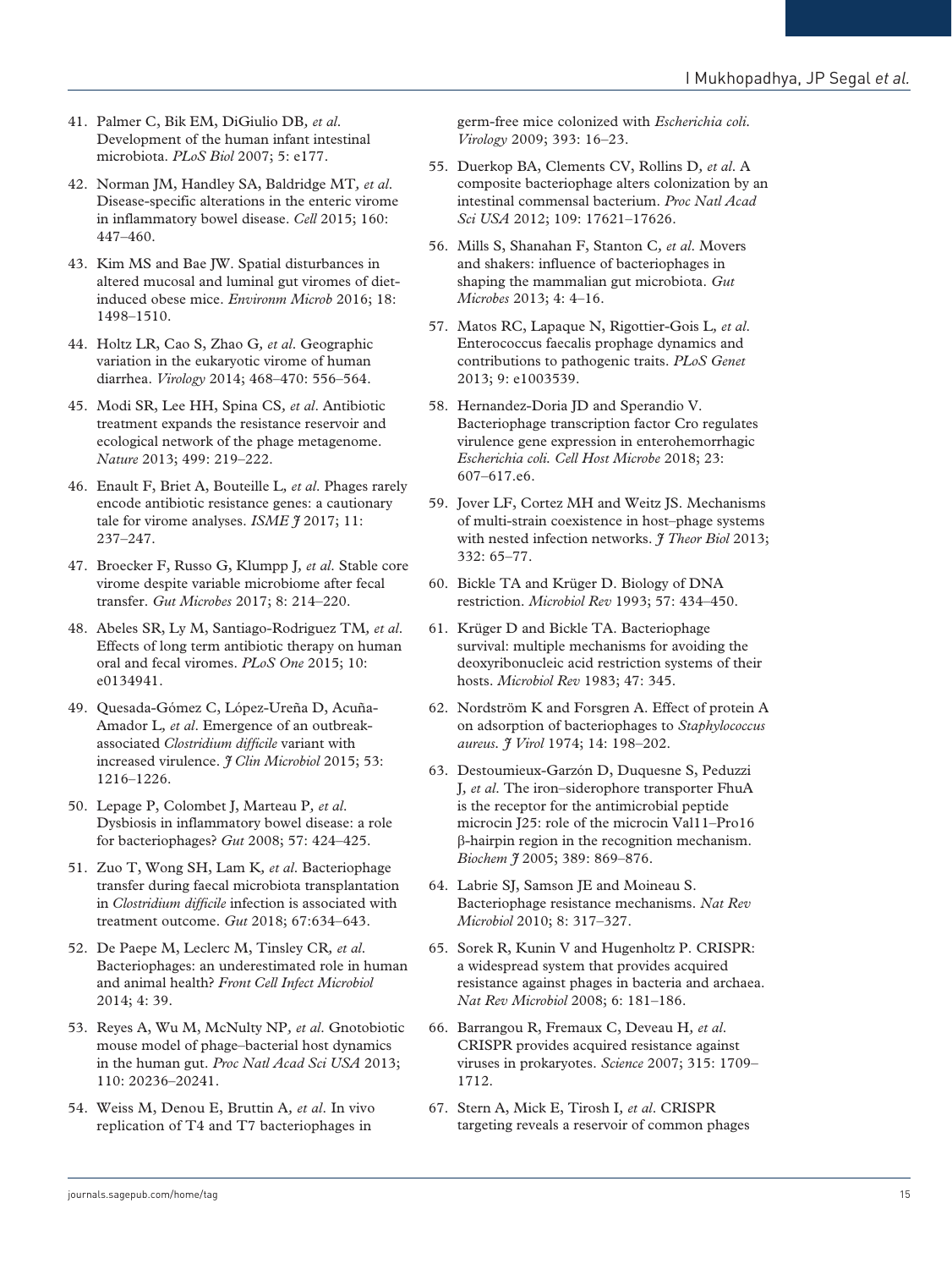41. Palmer C, Bik EM, DiGiulio DB*, et al*. Development of the human infant intestinal microbiota. *PLoS Biol* 2007; 5: e177.

42. Norman JM, Handley SA, Baldridge MT*, et al*. Disease-specific alterations in the enteric virome in inflammatory bowel disease. *Cell* 2015; 160: 447–460.

43. Kim MS and Bae JW. Spatial disturbances in altered mucosal and luminal gut viromes of diet-induced obese mice. *Environm Microb* 2016; 18: 1498–1510.

44. Holtz LR, Cao S, Zhao G*, et al*. Geographic variation in the eukaryotic virome of human diarrhea. *Virology* 2014; 468–470: 556–564.

45. Modi SR, Lee HH, Spina CS*, et al*. Antibiotic treatment expands the resistance reservoir and ecological network of the phage metagenome. *Nature* 2013; 499: 219–222.

46. Enault F, Briet A, Bouteille L*, et al*. Phages rarely encode antibiotic resistance genes: a cautionary tale for virome analyses. *ISME J* 2017; 11: 237–247.

47. Broecker F, Russo G, Klumpp J*, et al*. Stable core virome despite variable microbiome after fecal transfer. *Gut Microbes* 2017; 8: 214–220.

48. Abeles SR, Ly M, Santiago-Rodriguez TM*, et al*. Effects of long term antibiotic therapy on human oral and fecal viromes. *PLoS One* 2015; 10: e0134941.

49. Quesada-Gómez C, López-Ureña D, Acuña-Amador L*, et al*. Emergence of an outbreak-associated *Clostridium difficile* variant with increased virulence. *J Clin Microbiol* 2015; 53: 1216–1226.

50. Lepage P, Colombet J, Marteau P*, et al*. Dysbiosis in inflammatory bowel disease: a role for bacteriophages? *Gut* 2008; 57: 424–425.

51. Zuo T, Wong SH, Lam K*, et al*. Bacteriophage transfer during faecal microbiota transplantation in *Clostridium difficile* infection is associated with treatment outcome. *Gut* 2018; 67:634–643.

52. De Paepe M, Leclerc M, Tinsley CR*, et al*. Bacteriophages: an underestimated role in human and animal health? *Front Cell Infect Microbiol* 2014; 4: 39.

53. Reyes A, Wu M, McNulty NP*, et al*. Gnotobiotic mouse model of phage–bacterial host dynamics in the human gut. *Proc Natl Acad Sci USA* 2013; 110: 20236–20241.

54. Weiss M, Denou E, Bruttin A*, et al*. In vivo replication of T4 and T7 bacteriophages in germ-free mice colonized with *Escherichia coli*. *Virology* 2009; 393: 16–23.

55. Duerkop BA, Clements CV, Rollins D*, et al*. A composite bacteriophage alters colonization by an intestinal commensal bacterium. *Proc Natl Acad Sci USA* 2012; 109: 17621–17626.

56. Mills S, Shanahan F, Stanton C*, et al*. Movers and shakers: influence of bacteriophages in shaping the mammalian gut microbiota. *Gut Microbes* 2013; 4: 4–16.

57. Matos RC, Lapaque N, Rigottier-Gois L*, et al*. Enterococcus faecalis prophage dynamics and contributions to pathogenic traits. *PLoS Genet* 2013; 9: e1003539.

58. Hernandez-Doria JD and Sperandio V. Bacteriophage transcription factor Cro regulates virulence gene expression in enterohemorrhagic *Escherichia coli*. *Cell Host Microbe* 2018; 23: 607–617.e6.

59. Jover LF, Cortez MH and Weitz JS. Mechanisms of multi-strain coexistence in host–phage systems with nested infection networks. *J Theor Biol* 2013; 332: 65–77.

60. Bickle TA and Krüger D. Biology of DNA restriction. *Microbiol Rev* 1993; 57: 434–450.

61. Krüger D and Bickle TA. Bacteriophage survival: multiple mechanisms for avoiding the deoxyribonucleic acid restriction systems of their hosts. *Microbiol Rev* 1983; 47: 345.

62. Nordström K and Forsgren A. Effect of protein A on adsorption of bacteriophages to *Staphylococcus aureus*. *J Virol* 1974; 14: 198–202.

63. Destoumieux-Garzón D, Duquesne S, Peduzzi J*, et al*. The iron–siderophore transporter FhuA is the receptor for the antimicrobial peptide microcin J25: role of the microcin Val11–Pro16 β-hairpin region in the recognition mechanism. *Biochem J* 2005; 389: 869–876.

64. Labrie SJ, Samson JE and Moineau S. Bacteriophage resistance mechanisms. *Nat Rev Microbiol* 2010; 8: 317–327.

65. Sorek R, Kunin V and Hugenholtz P. CRISPR: a widespread system that provides acquired resistance against phages in bacteria and archaea. *Nat Rev Microbiol* 2008; 6: 181–186.

66. Barrangou R, Fremaux C, Deveau H*, et al*. CRISPR provides acquired resistance against viruses in prokaryotes. *Science* 2007; 315: 1709–1712.

67. Stern A, Mick E, Tirosh I*, et al*. CRISPR targeting reveals a reservoir of common phages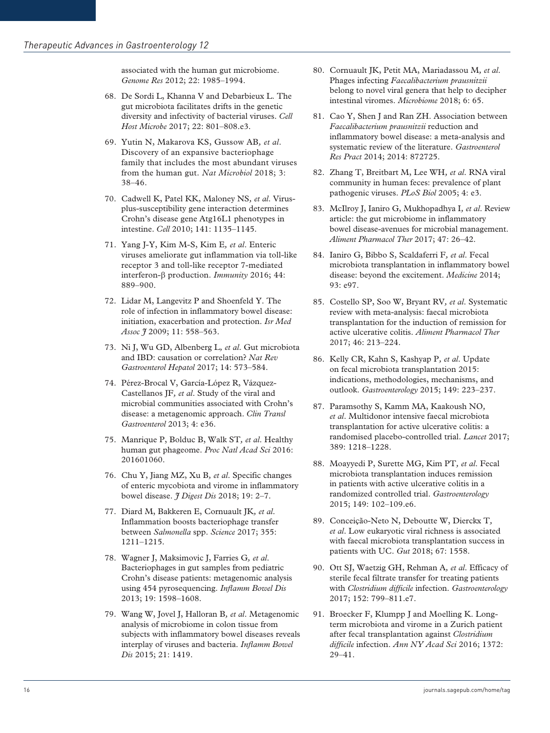associated with the human gut microbiome. *Genome Res* 2012; 22: 1985–1994.

68. De Sordi L, Khanna V and Debarbieux L. The gut microbiota facilitates drifts in the genetic diversity and infectivity of bacterial viruses. *Cell Host Microbe* 2017; 22: 801–808.e3.
69. Yutin N, Makarova KS, Gussow AB*, et al*. Discovery of an expansive bacteriophage family that includes the most abundant viruses from the human gut. *Nat Microbiol* 2018; 3: 38–46.
70. Cadwell K, Patel KK, Maloney NS*, et al*. Virus-plus-susceptibility gene interaction determines Crohn's disease gene Atg16L1 phenotypes in intestine. *Cell* 2010; 141: 1135–1145.
71. Yang J-Y, Kim M-S, Kim E*, et al*. Enteric viruses ameliorate gut inflammation via toll-like receptor 3 and toll-like receptor 7-mediated interferon-β production. *Immunity* 2016; 44: 889–900.
72. Lidar M, Langevitz P and Shoenfeld Y. The role of infection in inflammatory bowel disease: initiation, exacerbation and protection. *Isr Med Assoc J* 2009; 11: 558–563.
73. Ni J, Wu GD, Albenberg L*, et al*. Gut microbiota and IBD: causation or correlation? *Nat Rev Gastroenterol Hepatol* 2017; 14: 573–584.
74. Pérez-Brocal V, García-López R, Vázquez-Castellanos JF*, et al*. Study of the viral and microbial communities associated with Crohn's disease: a metagenomic approach. *Clin Transl Gastroenterol* 2013; 4: e36.
75. Manrique P, Bolduc B, Walk ST*, et al*. Healthy human gut phageome. *Proc Natl Acad Sci* 2016: 201601060.
76. Chu Y, Jiang MZ, Xu B*, et al*. Specific changes of enteric mycobiota and virome in inflammatory bowel disease. *J Digest Dis* 2018; 19: 2–7.
77. Diard M, Bakkeren E, Cornuault JK*, et al*. Inflammation boosts bacteriophage transfer between *Salmonella* spp. *Science* 2017; 355: 1211–1215.
78. Wagner J, Maksimovic J, Farries G*, et al*. Bacteriophages in gut samples from pediatric Crohn's disease patients: metagenomic analysis using 454 pyrosequencing. *Inflamm Bowel Dis* 2013; 19: 1598–1608.
79. Wang W, Jovel J, Halloran B*, et al*. Metagenomic analysis of microbiome in colon tissue from subjects with inflammatory bowel diseases reveals interplay of viruses and bacteria. *Inflamm Bowel Dis* 2015; 21: 1419.
80. Cornuault JK, Petit MA, Mariadassou M*, et al*. Phages infecting *Faecalibacterium prausnitzii* belong to novel viral genera that help to decipher intestinal viromes. *Microbiome* 2018; 6: 65.
81. Cao Y, Shen J and Ran ZH. Association between *Faecalibacterium prausnitzii* reduction and inflammatory bowel disease: a meta-analysis and systematic review of the literature. *Gastroenterol Res Pract* 2014; 2014: 872725.
82. Zhang T, Breitbart M, Lee WH*, et al*. RNA viral community in human feces: prevalence of plant pathogenic viruses. *PLoS Biol* 2005; 4: e3.
83. McIlroy J, Ianiro G, Mukhopadhya I*, et al*. Review article: the gut microbiome in inflammatory bowel disease-avenues for microbial management. *Aliment Pharmacol Ther* 2017; 47: 26–42.
84. Ianiro G, Bibbo S, Scaldaferri F*, et al*. Fecal microbiota transplantation in inflammatory bowel disease: beyond the excitement. *Medicine* 2014; 93: e97.
85. Costello SP, Soo W, Bryant RV*, et al*. Systematic review with meta-analysis: faecal microbiota transplantation for the induction of remission for active ulcerative colitis. *Aliment Pharmacol Ther* 2017; 46: 213–224.
86. Kelly CR, Kahn S, Kashyap P*, et al*. Update on fecal microbiota transplantation 2015: indications, methodologies, mechanisms, and outlook. *Gastroenterology* 2015; 149: 223–237.
87. Paramsothy S, Kamm MA, Kaakoush NO*, et al*. Multidonor intensive faecal microbiota transplantation for active ulcerative colitis: a randomised placebo-controlled trial. *Lancet* 2017; 389: 1218–1228.
88. Moayyedi P, Surette MG, Kim PT*, et al*. Fecal microbiota transplantation induces remission in patients with active ulcerative colitis in a randomized controlled trial. *Gastroenterology* 2015; 149: 102–109.e6.
89. Conceição-Neto N, Deboutte W, Dierckx T*, et al*. Low eukaryotic viral richness is associated with faecal microbiota transplantation success in patients with UC. *Gut* 2018; 67: 1558.
90. Ott SJ, Waetzig GH, Rehman A*, et al*. Efficacy of sterile fecal filtrate transfer for treating patients with *Clostridium difficile* infection. *Gastroenterology* 2017; 152: 799–811.e7.
91. Broecker F, Klumpp J and Moelling K. Long-term microbiota and virome in a Zurich patient after fecal transplantation against *Clostridium difficile* infection. *Ann NY Acad Sci* 2016; 1372: 29–41.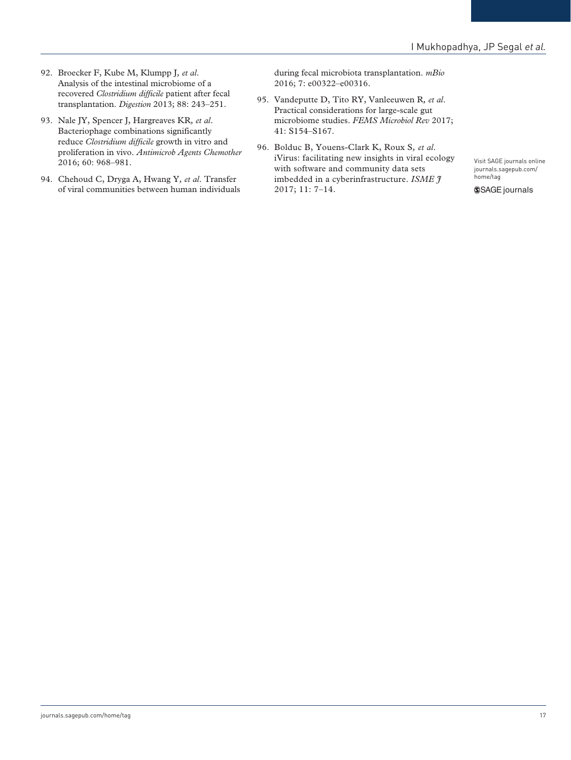92. Broecker F, Kube M, Klumpp J*, et al*. Analysis of the intestinal microbiome of a recovered *Clostridium difficile* patient after fecal transplantation. *Digestion* 2013; 88: 243–251.

93. Nale JY, Spencer J, Hargreaves KR*, et al*. Bacteriophage combinations significantly reduce *Clostridium difficile* growth in vitro and proliferation in vivo. *Antimicrob Agents Chemother* 2016; 60: 968–981.

94. Chehoud C, Dryga A, Hwang Y*, et al*. Transfer of viral communities between human individuals during fecal microbiota transplantation. *mBio* 2016; 7: e00322–e00316.

95. Vandeputte D, Tito RY, Vanleeuwen R*, et al*. Practical considerations for large-scale gut microbiome studies. *FEMS Microbiol Rev* 2017; 41: S154–S167.

96. Bolduc B, Youens-Clark K, Roux S*, et al*. iVirus: facilitating new insights in viral ecology with software and community data sets imbedded in a cyberinfrastructure. *ISME J* 2017; 11: 7–14.

Visit SAGE journals online journals.sagepub.com/home/tag

SAGE journals